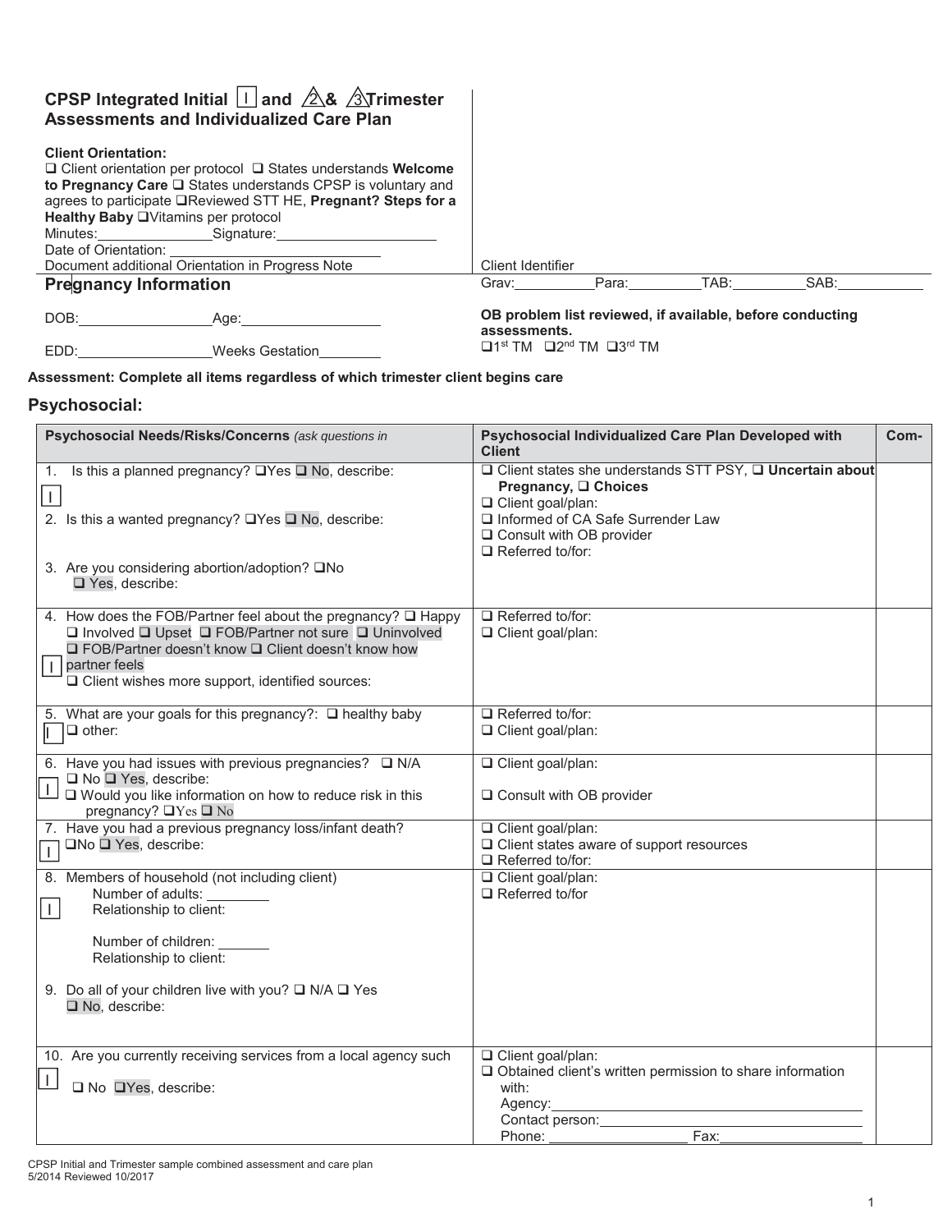# CPSP Integrated Initial I and 2 & 3 Trimester Assessments and Individualized Care Plan

**Client Orientation:**
❑ Client orientation per protocol ❑ States understands **Welcome to Pregnancy Care** ❑ States understands CPSP is voluntary and agrees to participate ❑Reviewed STT HE, **Pregnant? Steps for a Healthy Baby** ❑Vitamins per protocol
Minutes:_______________ Signature:____________________
Date of Orientation: ____________________
Document additional Orientation in Progress Note

Client Identifier

## Pregnancy Information

Grav:__________ Para:_________ TAB:_________ SAB:___________

DOB:________________ Age:__________________

EDD:________________ Weeks Gestation________

**OB problem list reviewed, if available, before conducting assessments.**
❑1st TM ❑2nd TM ❑3rd TM

**Assessment: Complete all items regardless of which trimester client begins care**

## Psychosocial:

| Psychosocial Needs/Risks/Concerns *(ask questions in* | Psychosocial Individualized Care Plan Developed with Client | Com- |
|---|---|---|
| 1. Is this a planned pregnancy? ❑Yes ❑ No, describe: <br> I <br> 2. Is this a wanted pregnancy? ❑Yes ❑ No, describe: <br> 3. Are you considering abortion/adoption? ❑No ❑ Yes, describe: | ❑ Client states she understands STT PSY, ❑ **Uncertain about Pregnancy,** ❑ **Choices** <br> ❑ Client goal/plan: <br> ❑ Informed of CA Safe Surrender Law <br> ❑ Consult with OB provider <br> ❑ Referred to/for: | |
| 4. How does the FOB/Partner feel about the pregnancy? ❑ Happy ❑ Involved ❑ Upset ❑ FOB/Partner not sure ❑ Uninvolved ❑ FOB/Partner doesn't know ❑ Client doesn't know how partner feels <br> I <br> ❑ Client wishes more support, identified sources: | ❑ Referred to/for: <br> ❑ Client goal/plan: | |
| 5. What are your goals for this pregnancy?: ❑ healthy baby <br> I ❑ other: | ❑ Referred to/for: <br> ❑ Client goal/plan: | |
| 6. Have you had issues with previous pregnancies? ❑ N/A <br> I ❑ No ❑ Yes, describe: <br> ❑ Would you like information on how to reduce risk in this pregnancy? ❑Yes ❑ No | ❑ Client goal/plan: <br> ❑ Consult with OB provider | |
| 7. Have you had a previous pregnancy loss/infant death? <br> I ❑No ❑ Yes, describe: | ❑ Client goal/plan: <br> ❑ Client states aware of support resources <br> ❑ Referred to/for: | |
| 8. Members of household (not including client) <br> I Number of adults: ________ <br> Relationship to client: <br> Number of children: _______ <br> Relationship to client: <br> 9. Do all of your children live with you? ❑ N/A ❑ Yes ❑ No, describe: | ❑ Client goal/plan: <br> ❑ Referred to/for | |
| 10. Are you currently receiving services from a local agency such <br> I ❑ No ❑Yes, describe: | ❑ Client goal/plan: <br> ❑ Obtained client's written permission to share information with: <br> Agency:____________________ <br> Contact person:____________________ <br> Phone: ______________ Fax:______________ | |

CPSP Initial and Trimester sample combined assessment and care plan
5/2014 Reviewed 10/2017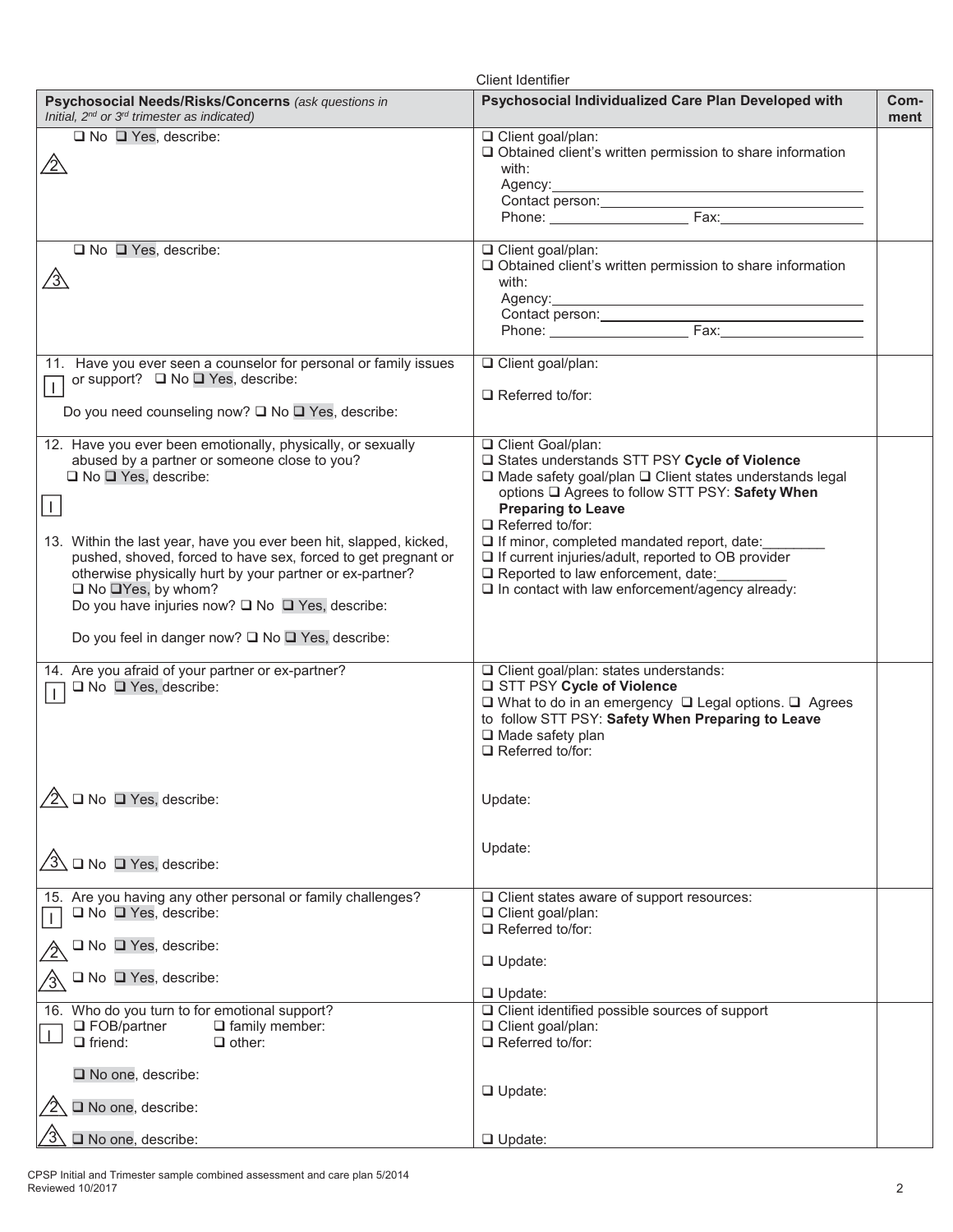Client Identifier

| Psychosocial Needs/Risks/Concerns *(ask questions in Initial, 2nd or 3rd trimester as indicated)* | Psychosocial Individualized Care Plan Developed with | Comment |
|---|---|---|
| 2 ❑ No ❑ Yes, describe: | ❑ Client goal/plan:<br>❑ Obtained client's written permission to share information with:<br>Agency: ______<br>Contact person: ______<br>Phone: ______ Fax: ______ | |
| 3 ❑ No ❑ Yes, describe: | ❑ Client goal/plan:<br>❑ Obtained client's written permission to share information with:<br>Agency: ______<br>Contact person: ______<br>Phone: ______ Fax: ______ | |
| 11. Have you ever seen a counselor for personal or family issues or support? I ❑ No ❑ Yes, describe:<br>Do you need counseling now? ❑ No ❑ Yes, describe: | ❑ Client goal/plan:<br>❑ Referred to/for: | |
| 12. Have you ever been emotionally, physically, or sexually abused by a partner or someone close to you? ❑ No ❑ Yes, describe:<br>I<br>13. Within the last year, have you ever been hit, slapped, kicked, pushed, shoved, forced to have sex, forced to get pregnant or otherwise physically hurt by your partner or ex-partner? ❑ No ❑ Yes, by whom?<br>Do you have injuries now? ❑ No ❑ Yes, describe:<br>Do you feel in danger now? ❑ No ❑ Yes, describe: | ❑ Client Goal/plan:<br>❑ States understands STT PSY **Cycle of Violence**<br>❑ Made safety goal/plan ❑ Client states understands legal options ❑ Agrees to follow STT PSY: **Safety When Preparing to Leave**<br>❑ Referred to/for:<br>❑ If minor, completed mandated report, date: ______<br>❑ If current injuries/adult, reported to OB provider<br>❑ Reported to law enforcement, date: ______<br>❑ In contact with law enforcement/agency already: | |
| 14. Are you afraid of your partner or ex-partner?<br>I ❑ No ❑ Yes, describe:<br>2 ❑ No ❑ Yes, describe:<br>3 ❑ No ❑ Yes, describe: | ❑ Client goal/plan: states understands:<br>❑ STT PSY **Cycle of Violence**<br>❑ What to do in an emergency ❑ Legal options. ❑ Agrees to follow STT PSY: **Safety When Preparing to Leave**<br>❑ Made safety plan<br>❑ Referred to/for:<br>Update:<br>Update: | |
| 15. Are you having any other personal or family challenges?<br>I ❑ No ❑ Yes, describe:<br>2 ❑ No ❑ Yes, describe:<br>3 ❑ No ❑ Yes, describe: | ❑ Client states aware of support resources:<br>❑ Client goal/plan:<br>❑ Referred to/for:<br>❑ Update:<br>❑ Update: | |
| 16. Who do you turn to for emotional support?<br>I ❑ FOB/partner ❑ family member:<br>❑ friend: ❑ other:<br>❑ No one, describe:<br>2 ❑ No one, describe:<br>3 ❑ No one, describe: | ❑ Client identified possible sources of support<br>❑ Client goal/plan:<br>❑ Referred to/for:<br>❑ Update:<br>❑ Update: | |

CPSP Initial and Trimester sample combined assessment and care plan 5/2014
Reviewed 10/2017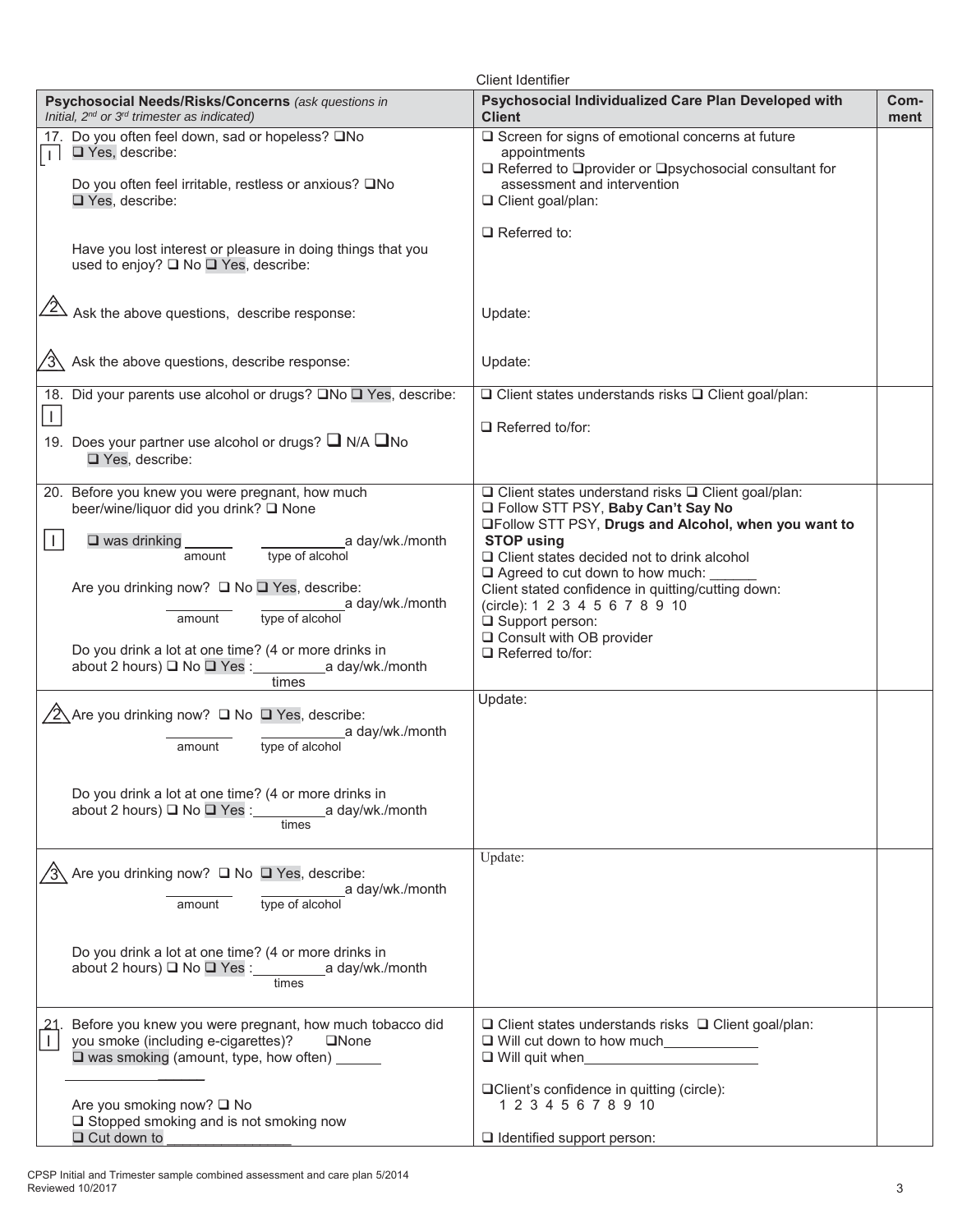Client Identifier

| Psychosocial Needs/Risks/Concerns *(ask questions in Initial, 2nd or 3rd trimester as indicated)* | Psychosocial Individualized Care Plan Developed with Client | Com-ment |
|---|---|---|
| 17. Do you often feel down, sad or hopeless? ❑No ❑ Yes, describe:<br>I<br><br>Do you often feel irritable, restless or anxious? ❑No ❑ Yes, describe:<br><br>Have you lost interest or pleasure in doing things that you used to enjoy? ❑ No ❑ Yes, describe: | ❑ Screen for signs of emotional concerns at future appointments<br>❑ Referred to ❑provider or ❑psychosocial consultant for assessment and intervention<br>❑ Client goal/plan:<br><br>❑ Referred to: | |
| 2 Ask the above questions, describe response: | Update: | |
| 3 Ask the above questions, describe response: | Update: | |
| 18. Did your parents use alcohol or drugs? ❑No ❑ Yes, describe:<br>I<br><br>19. Does your partner use alcohol or drugs? ❑ N/A ❑No ❑ Yes, describe: | ❑ Client states understands risks ❑ Client goal/plan:<br><br>❑ Referred to/for: | |
| 20. Before you knew you were pregnant, how much beer/wine/liquor did you drink? ❑ None<br>I<br>❑ was drinking ______ (amount) ______ (type of alcohol) a day/wk./month<br><br>Are you drinking now? ❑ No ❑ Yes, describe:<br>______ (amount) ______ (type of alcohol) a day/wk./month<br><br>Do you drink a lot at one time? (4 or more drinks in about 2 hours) ❑ No ❑ Yes : ______ (times) a day/wk./month | ❑ Client states understand risks ❑ Client goal/plan:<br>❑ Follow STT PSY, **Baby Can't Say No**<br>❑Follow STT PSY, **Drugs and Alcohol, when you want to STOP using**<br>❑ Client states decided not to drink alcohol<br>❑ Agreed to cut down to how much: ______<br>Client stated confidence in quitting/cutting down: (circle): 1 2 3 4 5 6 7 8 9 10<br>❑ Support person:<br>❑ Consult with OB provider<br>❑ Referred to/for: | |
| 2 Are you drinking now? ❑ No ❑ Yes, describe:<br>______ (amount) ______ (type of alcohol) a day/wk./month<br><br>Do you drink a lot at one time? (4 or more drinks in about 2 hours) ❑ No ❑ Yes : ______ (times) a day/wk./month | Update: | |
| 3 Are you drinking now? ❑ No ❑ Yes, describe:<br>______ (amount) ______ (type of alcohol) a day/wk./month<br><br>Do you drink a lot at one time? (4 or more drinks in about 2 hours) ❑ No ❑ Yes : ______ (times) a day/wk./month | Update: | |
| 21. Before you knew you were pregnant, how much tobacco did you smoke (including e-cigarettes)? ❑None<br>I<br>❑ was smoking (amount, type, how often) ______<br>______<br><br>Are you smoking now? ❑ No<br>❑ Stopped smoking and is not smoking now<br>❑ Cut down to ______ | ❑ Client states understands risks ❑ Client goal/plan:<br>❑ Will cut down to how much______<br>❑ Will quit when______<br><br>❑Client's confidence in quitting (circle): 1 2 3 4 5 6 7 8 9 10<br><br>❑ Identified support person: | |

CPSP Initial and Trimester sample combined assessment and care plan 5/2014
Reviewed 10/2017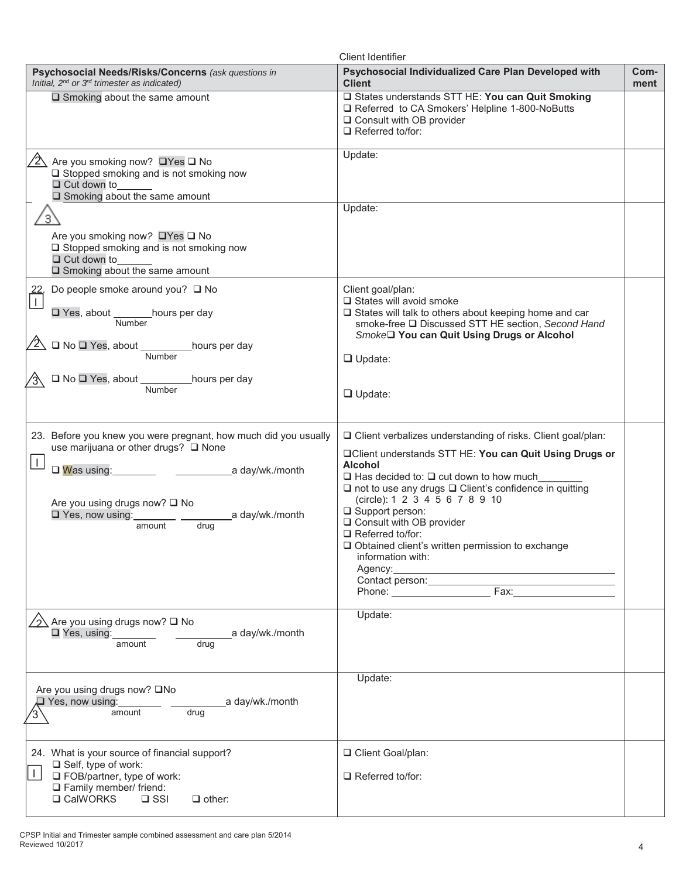Client Identifier

| **Psychosocial Needs/Risks/Concerns** *(ask questions in Initial, 2nd or 3rd trimester as indicated)* | **Psychosocial Individualized Care Plan Developed with Client** | **Comment** |
|---|---|---|
| ❑ Smoking about the same amount | ❑ States understands STT HE: **You can Quit Smoking**<br>❑ Referred to CA Smokers' Helpline 1-800-NoButts<br>❑ Consult with OB provider<br>❑ Referred to/for: | |
| (2) Are you smoking now? ❑Yes ❑ No<br>❑ Stopped smoking and is not smoking now<br>❑ Cut down to______<br>❑ Smoking about the same amount | Update: | |
| (3) Are you smoking now? ❑Yes ❑ No<br>❑ Stopped smoking and is not smoking now<br>❑ Cut down to______<br>❑ Smoking about the same amount | Update: | |
| 22. Do people smoke around you? ❑ No<br>(I) ❑ Yes, about _______hours per day (Number)<br>(2) ❑ No ❑ Yes, about _________hours per day (Number)<br>(3) ❑ No ❑ Yes, about _________hours per day (Number) | Client goal/plan:<br>❑ States will avoid smoke<br>❑ States will talk to others about keeping home and car smoke-free ❑ Discussed STT HE section, *Second Hand Smoke*❑ **You can Quit Using Drugs or Alcohol**<br>❑ Update:<br>❑ Update: | |
| 23. Before you knew you were pregnant, how much did you usually use marijuana or other drugs? ❑ None<br>(I) ❑ Was using:________ __________a day/wk./month<br>Are you using drugs now? ❑ No<br>❑ Yes, now using:_______ _________a day/wk./month (amount) (drug) | ❑ Client verbalizes understanding of risks. Client goal/plan:<br>❑Client understands STT HE: **You can Quit Using Drugs or Alcohol**<br>❑ Has decided to: ❑ cut down to how much________<br>❑ not to use any drugs ❑ Client's confidence in quitting (circle): 1 2 3 4 5 6 7 8 9 10<br>❑ Support person:<br>❑ Consult with OB provider<br>❑ Referred to/for:<br>❑ Obtained client's written permission to exchange information with:<br>Agency:______________________<br>Contact person:__________________<br>Phone: _____________ Fax:_____________ | |
| (2) Are you using drugs now? ❑ No<br>❑ Yes, using:________ __________a day/wk./month (amount) (drug) | Update: | |
| (3) Are you using drugs now? ❑No<br>❑ Yes, now using:________ __________a day/wk./month (amount) (drug) | Update: | |
| 24. What is your source of financial support?<br>(I) ❑ Self, type of work:<br>❑ FOB/partner, type of work:<br>❑ Family member/ friend:<br>❑ CalWORKS ❑ SSI ❑ other: | ❑ Client Goal/plan:<br>❑ Referred to/for: | |

CPSP Initial and Trimester sample combined assessment and care plan 5/2014
Reviewed 10/2017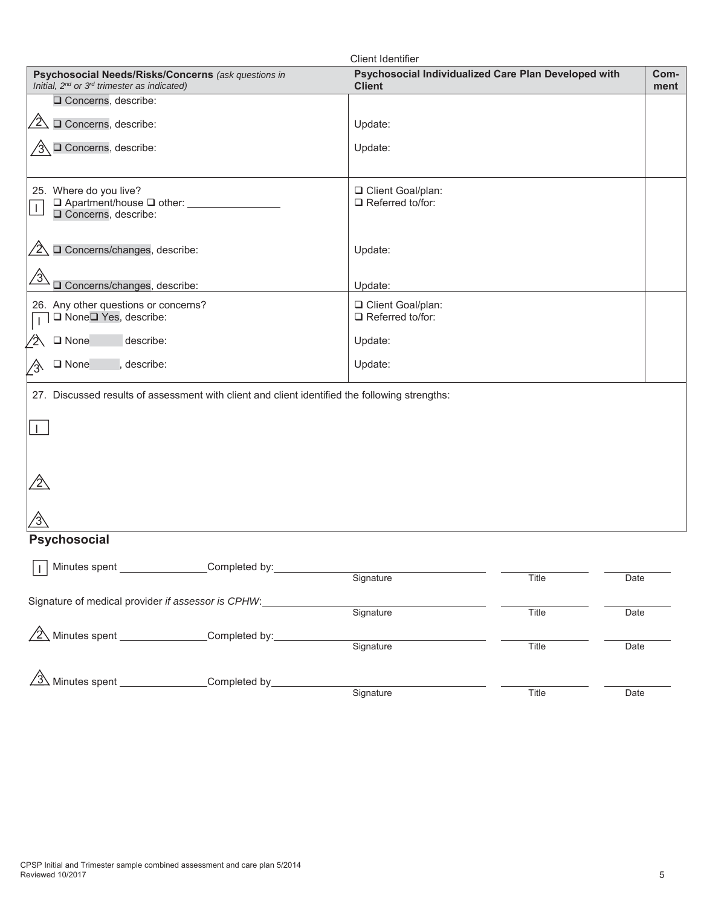Client Identifier

| **Psychosocial Needs/Risks/Concerns** *(ask questions in Initial, 2nd or 3rd trimester as indicated)* | **Psychosocial Individualized Care Plan Developed with Client** | **Comment** |
|---|---|---|
| ❑ Concerns, describe: | | |
| 2 ❑ Concerns, describe: | Update: | |
| 3 ❑ Concerns, describe: | Update: | |
| 25. Where do you live? I ❑ Apartment/house ❑ other: ________ ❑ Concerns, describe: | ❑ Client Goal/plan: ❑ Referred to/for: | |
| 2 ❑ Concerns/changes, describe: | Update: | |
| 3 ❑ Concerns/changes, describe: | Update: | |
| 26. Any other questions or concerns? I ❑ None ❑ Yes, describe: | ❑ Client Goal/plan: ❑ Referred to/for: | |
| 2 ❑ None describe: | Update: | |
| 3 ❑ None , describe: | Update: | |

27. Discussed results of assessment with client and client identified the following strengths:

I

2

3

## Psychosocial

I Minutes spent ________ Completed by: ____________________ Signature ________ Title ________ Date

Signature of medical provider *if assessor is CPHW*: ____________________ Signature ________ Title ________ Date

2 Minutes spent ________ Completed by: ____________________ Signature ________ Title ________ Date

3 Minutes spent ________ Completed by ____________________ Signature ________ Title ________ Date

CPSP Initial and Trimester sample combined assessment and care plan 5/2014
Reviewed 10/2017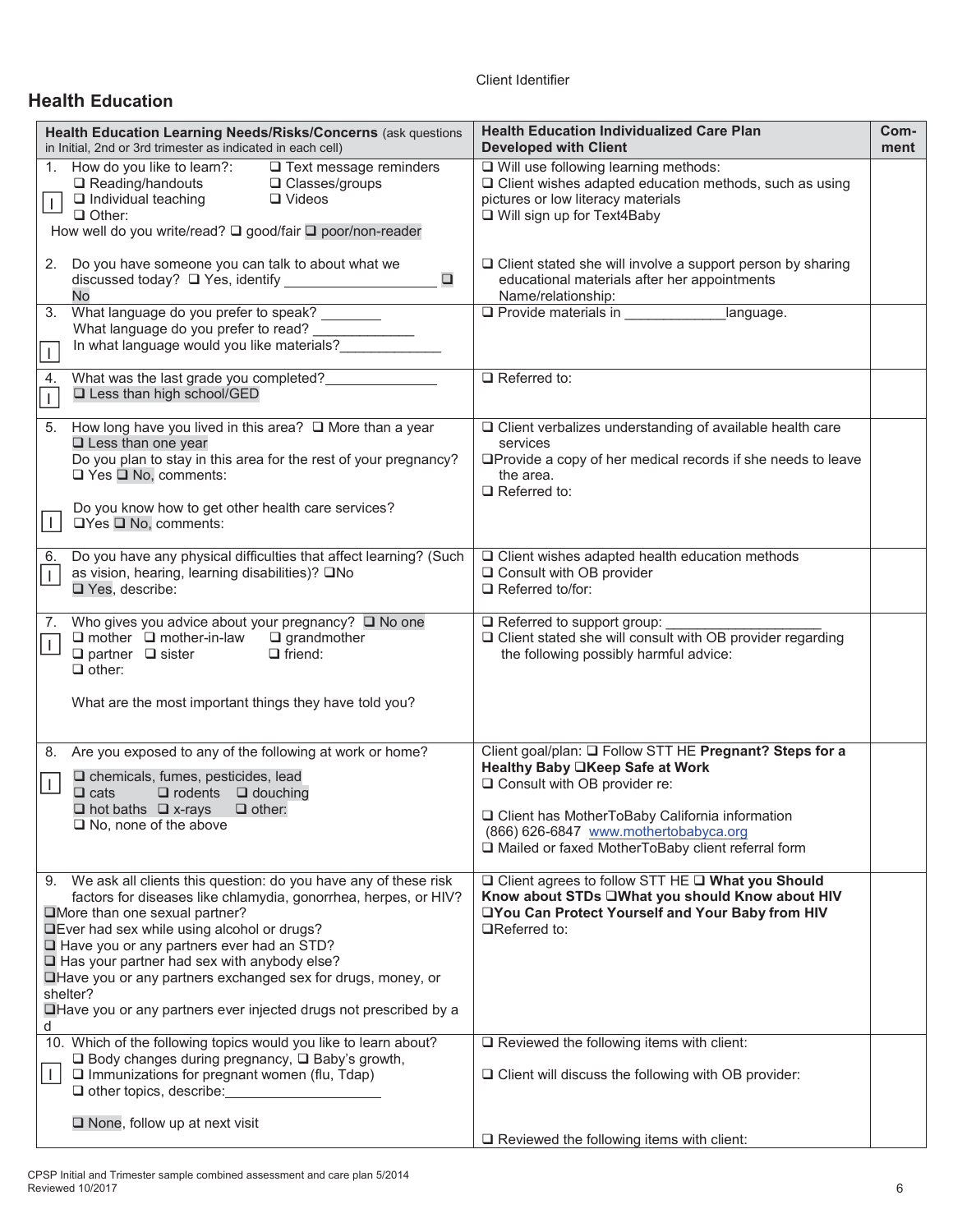Client Identifier

## Health Education

| Health Education Learning Needs/Risks/Concerns (ask questions in Initial, 2nd or 3rd trimester as indicated in each cell) | Health Education Individualized Care Plan Developed with Client | Com-ment |
|---|---|---|
| I 1. How do you like to learn?: ❑ Reading/handouts ❑ Individual teaching ❑ Other: ❑ Text message reminders ❑ Classes/groups ❑ Videos<br>How well do you write/read? ❑ good/fair ❑ poor/non-reader<br><br>2. Do you have someone you can talk to about what we discussed today? ❑ Yes, identify ___________________ ❑ No | ❑ Will use following learning methods:<br>❑ Client wishes adapted education methods, such as using pictures or low literacy materials<br>❑ Will sign up for Text4Baby<br><br>❑ Client stated she will involve a support person by sharing educational materials after her appointments<br>Name/relationship: | |
| I 3. What language do you prefer to speak? ________<br>What language do you prefer to read? ____________<br>In what language would you like materials?____________ | ❑ Provide materials in _____________language. | |
| I 4. What was the last grade you completed?______________<br>❑ Less than high school/GED | ❑ Referred to: | |
| I 5. How long have you lived in this area? ❑ More than a year ❑ Less than one year<br>Do you plan to stay in this area for the rest of your pregnancy? ❑ Yes ❑ No, comments:<br><br>Do you know how to get other health care services?<br>❑Yes ❑ No, comments: | ❑ Client verbalizes understanding of available health care services<br>❑Provide a copy of her medical records if she needs to leave the area.<br>❑ Referred to: | |
| I 6. Do you have any physical difficulties that affect learning? (Such as vision, hearing, learning disabilities)? ❑No<br>❑ Yes, describe: | ❑ Client wishes adapted health education methods<br>❑ Consult with OB provider<br>❑ Referred to/for: | |
| I 7. Who gives you advice about your pregnancy? ❑ No one<br>❑ mother ❑ mother-in-law ❑ grandmother<br>❑ partner ❑ sister ❑ friend:<br>❑ other:<br><br>What are the most important things they have told you? | ❑ Referred to support group: ___________________<br>❑ Client stated she will consult with OB provider regarding the following possibly harmful advice: | |
| I 8. Are you exposed to any of the following at work or home?<br>❑ chemicals, fumes, pesticides, lead<br>❑ cats ❑ rodents ❑ douching<br>❑ hot baths ❑ x-rays ❑ other:<br>❑ No, none of the above | Client goal/plan: ❑ Follow STT HE **Pregnant? Steps for a Healthy Baby** ❑**Keep Safe at Work**<br>❑ Consult with OB provider re:<br><br>❑ Client has MotherToBaby California information (866) 626-6847 www.mothertobabyca.org<br>❑ Mailed or faxed MotherToBaby client referral form | |
| 9. We ask all clients this question: do you have any of these risk factors for diseases like chlamydia, gonorrhea, herpes, or HIV?<br>❑More than one sexual partner?<br>❑Ever had sex while using alcohol or drugs?<br>❑ Have you or any partners ever had an STD?<br>❑ Has your partner had sex with anybody else?<br>❑Have you or any partners exchanged sex for drugs, money, or shelter?<br>❑Have you or any partners ever injected drugs not prescribed by a d | ❑ Client agrees to follow STT HE ❑ **What you Should Know about STDs** ❑**What you should Know about HIV** ❑**You Can Protect Yourself and Your Baby from HIV**<br>❑Referred to: | |
| I 10. Which of the following topics would you like to learn about?<br>❑ Body changes during pregnancy, ❑ Baby's growth,<br>❑ Immunizations for pregnant women (flu, Tdap)<br>❑ other topics, describe:___________________<br><br>❑ None, follow up at next visit | ❑ Reviewed the following items with client:<br><br>❑ Client will discuss the following with OB provider:<br><br><br>❑ Reviewed the following items with client: | |

CPSP Initial and Trimester sample combined assessment and care plan 5/2014
Reviewed 10/2017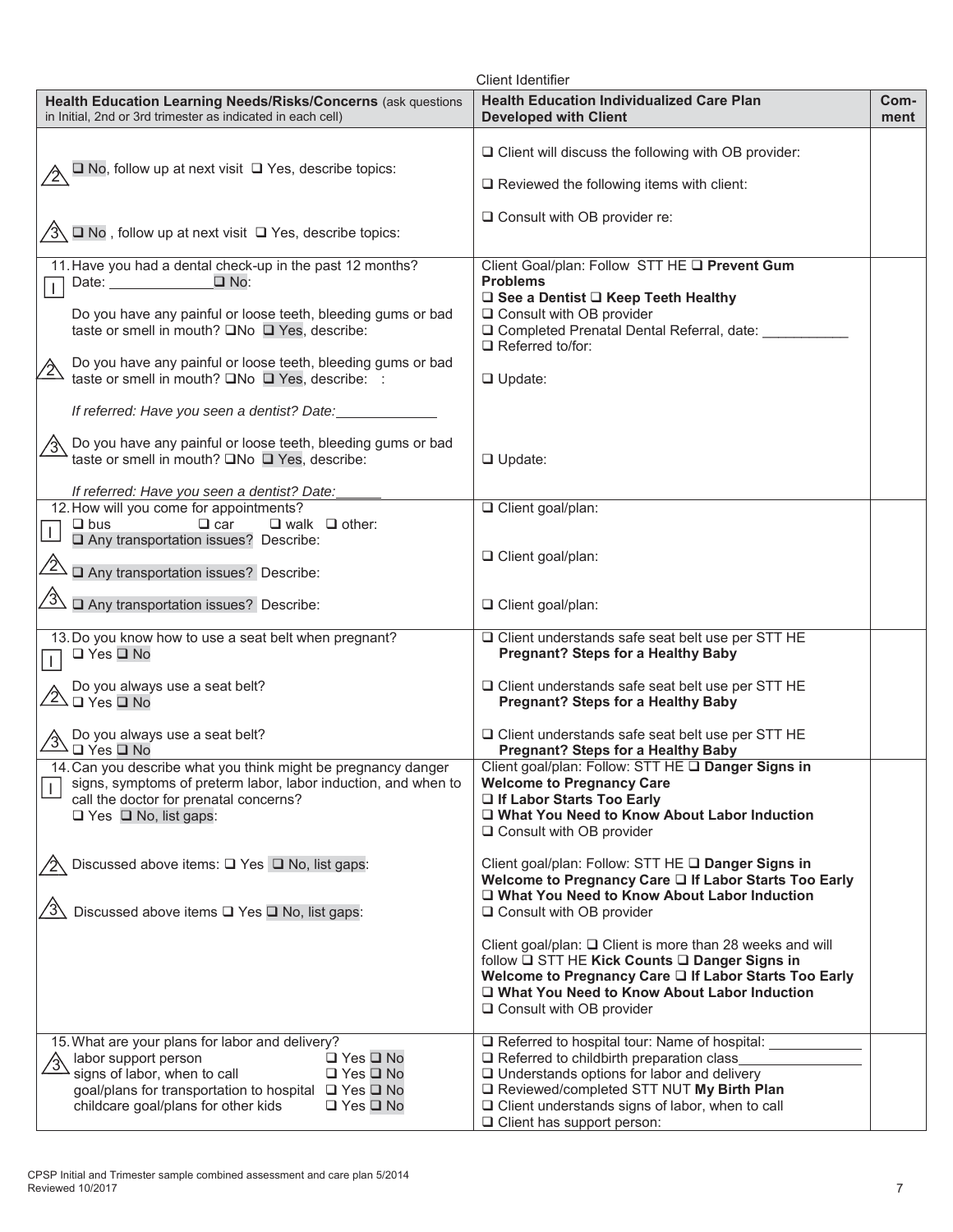Client Identifier

| Health Education Learning Needs/Risks/Concerns (ask questions in Initial, 2nd or 3rd trimester as indicated in each cell) | Health Education Individualized Care Plan Developed with Client | Comment |
|---|---|---|
| 2 ❑ No, follow up at next visit ❑ Yes, describe topics:<br><br>3 ❑ No , follow up at next visit ❑ Yes, describe topics: | ❑ Client will discuss the following with OB provider:<br><br>❑ Reviewed the following items with client:<br><br>❑ Consult with OB provider re: | |
| 11. Have you had a dental check-up in the past 12 months?<br>I Date: ____________ ❑ No:<br><br>Do you have any painful or loose teeth, bleeding gums or bad taste or smell in mouth? ❑No ❑ Yes, describe:<br><br>2 Do you have any painful or loose teeth, bleeding gums or bad taste or smell in mouth? ❑No ❑ Yes, describe: :<br><br>*If referred: Have you seen a dentist? Date:____________*<br><br>3 Do you have any painful or loose teeth, bleeding gums or bad taste or smell in mouth? ❑No ❑ Yes, describe:<br><br>*If referred: Have you seen a dentist? Date:______* | Client Goal/plan: Follow STT HE ❑ **Prevent Gum Problems**<br>❑ **See a Dentist** ❑ **Keep Teeth Healthy**<br>❑ Consult with OB provider<br>❑ Completed Prenatal Dental Referral, date: __________<br>❑ Referred to/for:<br><br>❑ Update:<br><br>❑ Update: | |
| 12. How will you come for appointments?<br>I ❑ bus ❑ car ❑ walk ❑ other:<br>❑ Any transportation issues? Describe:<br><br>2 ❑ Any transportation issues? Describe:<br><br>3 ❑ Any transportation issues? Describe: | ❑ Client goal/plan:<br><br>❑ Client goal/plan:<br><br>❑ Client goal/plan: | |
| 13. Do you know how to use a seat belt when pregnant?<br>I ❑ Yes ❑ No<br><br>2 Do you always use a seat belt?<br>❑ Yes ❑ No<br><br>3 Do you always use a seat belt?<br>❑ Yes ❑ No | ❑ Client understands safe seat belt use per STT HE **Pregnant? Steps for a Healthy Baby**<br><br>❑ Client understands safe seat belt use per STT HE **Pregnant? Steps for a Healthy Baby**<br><br>❑ Client understands safe seat belt use per STT HE **Pregnant? Steps for a Healthy Baby** | |
| 14. Can you describe what you think might be pregnancy danger signs, symptoms of preterm labor, labor induction, and when to call the doctor for prenatal concerns?<br>I ❑ Yes ❑ No, list gaps:<br><br>2 Discussed above items: ❑ Yes ❑ No, list gaps:<br><br>3 Discussed above items ❑ Yes ❑ No, list gaps: | Client goal/plan: Follow: STT HE ❑ **Danger Signs in Welcome to Pregnancy Care**<br>❑ **If Labor Starts Too Early**<br>❑ **What You Need to Know About Labor Induction**<br>❑ Consult with OB provider<br><br>Client goal/plan: Follow: STT HE ❑ **Danger Signs in Welcome to Pregnancy Care** ❑ **If Labor Starts Too Early**<br>❑ **What You Need to Know About Labor Induction**<br>❑ Consult with OB provider<br><br>Client goal/plan: ❑ Client is more than 28 weeks and will follow ❑ STT HE **Kick Counts** ❑ **Danger Signs in Welcome to Pregnancy Care** ❑ **If Labor Starts Too Early**<br>❑ **What You Need to Know About Labor Induction**<br>❑ Consult with OB provider | |
| 15. What are your plans for labor and delivery?<br>3 labor support person ❑ Yes ❑ No<br>signs of labor, when to call ❑ Yes ❑ No<br>goal/plans for transportation to hospital ❑ Yes ❑ No<br>childcare goal/plans for other kids ❑ Yes ❑ No | ❑ Referred to hospital tour: Name of hospital: __________<br>❑ Referred to childbirth preparation class______________<br>❑ Understands options for labor and delivery<br>❑ Reviewed/completed STT NUT **My Birth Plan**<br>❑ Client understands signs of labor, when to call<br>❑ Client has support person: | |

CPSP Initial and Trimester sample combined assessment and care plan 5/2014
Reviewed 10/2017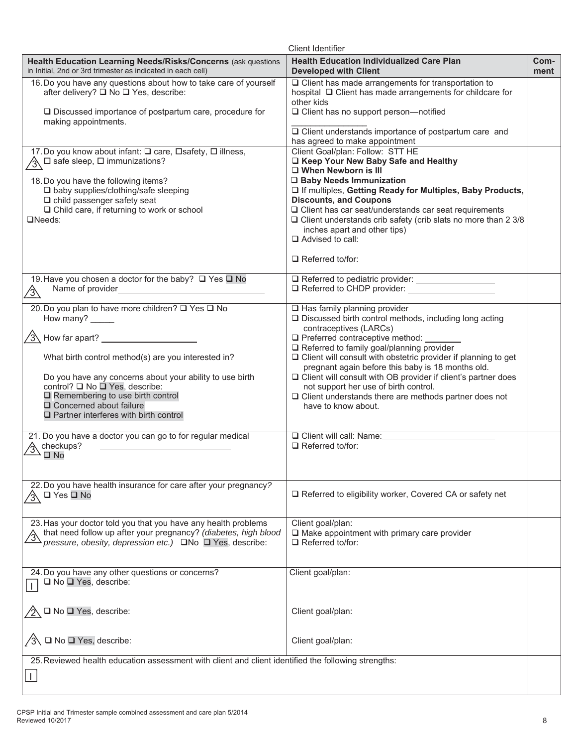Client Identifier

| Health Education Learning Needs/Risks/Concerns (ask questions in Initial, 2nd or 3rd trimester as indicated in each cell) | Health Education Individualized Care Plan Developed with Client | Comment |
|---|---|---|
| 16. Do you have any questions about how to take care of yourself after delivery? ❑ No ❑ Yes, describe:<br><br>❑ Discussed importance of postpartum care, procedure for making appointments. | ❑ Client has made arrangements for transportation to hospital ❑ Client has made arrangements for childcare for other kids<br>❑ Client has no support person—notified ________________<br>❑ Client understands importance of postpartum care and has agreed to make appointment | |
| 17. Do you know about infant: ❑ care, ❑ safety, ❑ illness, ⚠3 ❑ safe sleep, ❑ immunizations?<br><br>18. Do you have the following items?<br>❑ baby supplies/clothing/safe sleeping<br>❑ child passenger safety seat<br>❑ Child care, if returning to work or school<br>❑ Needs: | Client Goal/plan: Follow: STT HE<br>❑ **Keep Your New Baby Safe and Healthy**<br>❑ **When Newborn is Ill**<br>❑ **Baby Needs Immunization**<br>❑ If multiples, **Getting Ready for Multiples, Baby Products, Discounts, and Coupons**<br>❑ Client has car seat/understands car seat requirements<br>❑ Client understands crib safety (crib slats no more than 2 3/8 inches apart and other tips)<br>❑ Advised to call:<br><br>❑ Referred to/for: | |
| 19. Have you chosen a doctor for the baby? ❑ Yes ❑ No<br>⚠3 Name of provider________________ | ❑ Referred to pediatric provider: ________________<br>❑ Referred to CHDP provider: ________________ | |
| 20. Do you plan to have more children? ❑ Yes ❑ No<br>How many? _____<br>⚠3 How far apart? ________________<br><br>What birth control method(s) are you interested in?<br><br>Do you have any concerns about your ability to use birth control? ❑ No ❑ Yes, describe:<br>❑ Remembering to use birth control<br>❑ Concerned about failure<br>❑ Partner interferes with birth control | ❑ Has family planning provider<br>❑ Discussed birth control methods, including long acting contraceptives (LARCs)<br>❑ Preferred contraceptive method: ________<br>❑ Referred to family goal/planning provider<br>❑ Client will consult with obstetric provider if planning to get pregnant again before this baby is 18 months old.<br>❑ Client will consult with OB provider if client's partner does not support her use of birth control.<br>❑ Client understands there are methods partner does not have to know about. | |
| 21. Do you have a doctor you can go to for regular medical ⚠3 checkups? ________________<br>❑ No | ❑ Client will call: Name:________________<br>❑ Referred to/for: | |
| 22. Do you have health insurance for care after your pregnancy?<br>⚠3 ❑ Yes ❑ No | ❑ Referred to eligibility worker, Covered CA or safety net | |
| 23. Has your doctor told you that you have any health problems that need follow up after your pregnancy? *(diabetes, high blood* ⚠3 *pressure, obesity, depression etc.)* ❑ No ❑ Yes, describe: | Client goal/plan:<br>❑ Make appointment with primary care provider<br>❑ Referred to/for: | |
| 24. Do you have any other questions or concerns?<br>I ❑ No ❑ Yes, describe:<br><br>⚠2 ❑ No ❑ Yes, describe:<br><br>⚠3 ❑ No ❑ Yes, describe: | Client goal/plan:<br><br>Client goal/plan:<br><br>Client goal/plan: | |
| 25. Reviewed health education assessment with client and client identified the following strengths:<br>I | | |

CPSP Initial and Trimester sample combined assessment and care plan 5/2014
Reviewed 10/2017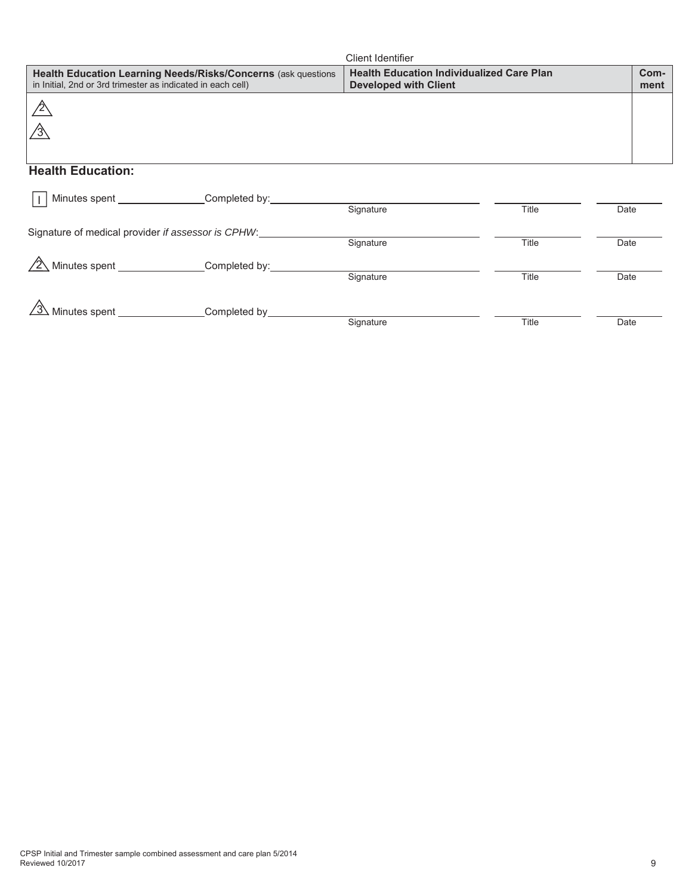Client Identifier

| **Health Education Learning Needs/Risks/Concerns** (ask questions in Initial, 2nd or 3rd trimester as indicated in each cell) | **Health Education Individualized Care Plan Developed with Client** | **Com-ment** |
|---|---|---|
| 2<br>3 | | |

## Health Education:

I Minutes spent \_\_\_\_\_\_\_\_\_\_ Completed by: \_\_\_\_\_\_\_\_\_\_\_\_\_\_\_\_\_\_\_\_ \_\_\_\_\_\_\_\_\_\_ \_\_\_\_\_\_\_\_\_\_
Signature Title Date

Signature of medical provider *if assessor is CPHW*: \_\_\_\_\_\_\_\_\_\_\_\_\_\_\_\_\_\_\_\_ \_\_\_\_\_\_\_\_\_\_ \_\_\_\_\_\_\_\_\_\_
Signature Title Date

2 Minutes spent \_\_\_\_\_\_\_\_\_\_ Completed by: \_\_\_\_\_\_\_\_\_\_\_\_\_\_\_\_\_\_\_\_ \_\_\_\_\_\_\_\_\_\_ \_\_\_\_\_\_\_\_\_\_
Signature Title Date

3 Minutes spent \_\_\_\_\_\_\_\_\_\_ Completed by \_\_\_\_\_\_\_\_\_\_\_\_\_\_\_\_\_\_\_\_ \_\_\_\_\_\_\_\_\_\_ \_\_\_\_\_\_\_\_\_\_
Signature Title Date

CPSP Initial and Trimester sample combined assessment and care plan 5/2014
Reviewed 10/2017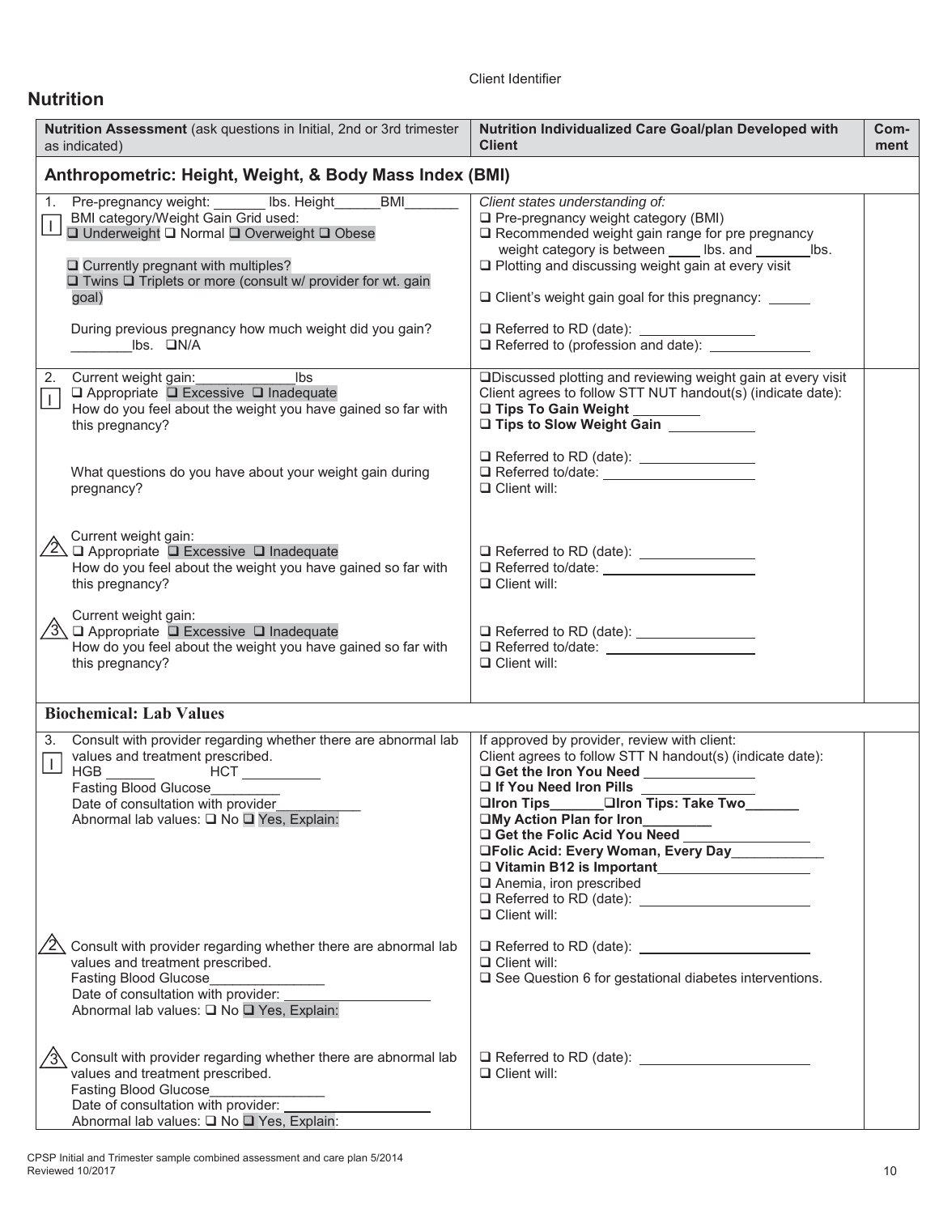Client Identifier

## Nutrition

| Nutrition Assessment (ask questions in Initial, 2nd or 3rd trimester as indicated) | Nutrition Individualized Care Goal/plan Developed with Client | Comment |
|---|---|---|
| **Anthropometric: Height, Weight, & Body Mass Index (BMI)** | | |
| 1. Pre-pregnancy weight: _______ lbs. Height______BMI_______ <br> I BMI category/Weight Gain Grid used: <br> ❑ Underweight ❑ Normal ❑ Overweight ❑ Obese <br><br> ❑ Currently pregnant with multiples? <br> ❑ Twins ❑ Triplets or more (consult w/ provider for wt. gain goal) <br><br> During previous pregnancy how much weight did you gain? ________lbs. ❑N/A | *Client states understanding of:* <br> ❑ Pre-pregnancy weight category (BMI) <br> ❑ Recommended weight gain range for pre pregnancy weight category is between ____ lbs. and _______lbs. <br> ❑ Plotting and discussing weight gain at every visit <br><br> ❑ Client's weight gain goal for this pregnancy: _____ <br><br> ❑ Referred to RD (date): _______________ <br> ❑ Referred to (profession and date): _____________ | |
| 2. Current weight gain:_____________lbs <br> I ❑ Appropriate ❑ Excessive ❑ Inadequate <br> How do you feel about the weight you have gained so far with this pregnancy? <br><br> What questions do you have about your weight gain during pregnancy? <br><br> 2 Current weight gain: <br> ❑ Appropriate ❑ Excessive ❑ Inadequate <br> How do you feel about the weight you have gained so far with this pregnancy? <br><br> 3 Current weight gain: <br> ❑ Appropriate ❑ Excessive ❑ Inadequate <br> How do you feel about the weight you have gained so far with this pregnancy? | ❑Discussed plotting and reviewing weight gain at every visit <br> Client agrees to follow STT NUT handout(s) (indicate date): <br> **❑ Tips To Gain Weight** ________ <br> **❑ Tips to Slow Weight Gain** ___________ <br><br> ❑ Referred to RD (date): _______________ <br> ❑ Referred to/date: ____________________ <br> ❑ Client will: <br><br> ❑ Referred to RD (date): _______________ <br> ❑ Referred to/date: ____________________ <br> ❑ Client will: <br><br> ❑ Referred to RD (date): _______________ <br> ❑ Referred to/date: ____________________ <br> ❑ Client will: | |
| **Biochemical: Lab Values** | | |
| 3. Consult with provider regarding whether there are abnormal lab values and treatment prescribed. <br> I HGB ______ HCT __________ <br> Fasting Blood Glucose_________ <br> Date of consultation with provider___________ <br> Abnormal lab values: ❑ No ❑ Yes, Explain: <br><br> 2 Consult with provider regarding whether there are abnormal lab values and treatment prescribed. <br> Fasting Blood Glucose_______________ <br> Date of consultation with provider: __________________ <br> Abnormal lab values: ❑ No ❑ Yes, Explain: <br><br> 3 Consult with provider regarding whether there are abnormal lab values and treatment prescribed. <br> Fasting Blood Glucose_______________ <br> Date of consultation with provider: __________________ <br> Abnormal lab values: ❑ No ❑ Yes, Explain: | If approved by provider, review with client: <br> Client agrees to follow STT N handout(s) (indicate date): <br> **❑ Get the Iron You Need** ______________ <br> **❑ If You Need Iron Pills** ______________ <br> **❑Iron Tips**_______**❑Iron Tips: Take Two**_______ <br> **❑My Action Plan for Iron**_________ <br> **❑ Get the Folic Acid You Need** ________________ <br> **❑Folic Acid: Every Woman, Every Day**____________ <br> **❑ Vitamin B12 is Important**____________________ <br> ❑ Anemia, iron prescribed <br> ❑ Referred to RD (date): ______________________ <br> ❑ Client will: <br><br> ❑ Referred to RD (date): ______________________ <br> ❑ Client will: <br> ❑ See Question 6 for gestational diabetes interventions. <br><br> ❑ Referred to RD (date): ______________________ <br> ❑ Client will: | |

CPSP Initial and Trimester sample combined assessment and care plan 5/2014
Reviewed 10/2017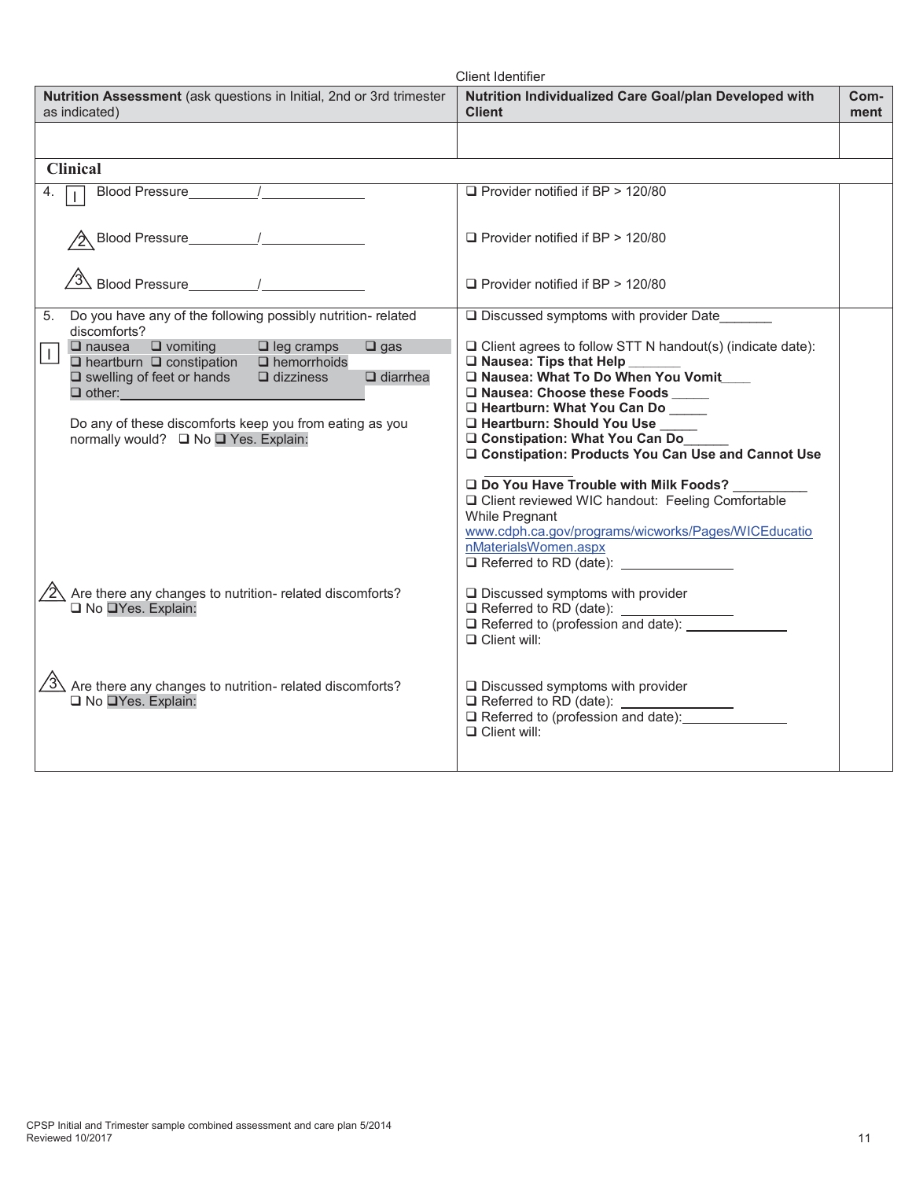Client Identifier

| Nutrition Assessment (ask questions in Initial, 2nd or 3rd trimester as indicated) | Nutrition Individualized Care Goal/plan Developed with Client | Com-ment |
|---|---|---|
| | | |
| **Clinical** | | |
| 4. I Blood Pressure\_\_\_\_\_\_\_\_\_/\_\_\_\_\_\_\_\_\_\_\_\_ | ❑ Provider notified if BP > 120/80 | |
| 2 Blood Pressure\_\_\_\_\_\_\_\_\_/\_\_\_\_\_\_\_\_\_\_\_\_ | ❑ Provider notified if BP > 120/80 | |
| 3 Blood Pressure\_\_\_\_\_\_\_\_\_/\_\_\_\_\_\_\_\_\_\_\_\_ | ❑ Provider notified if BP > 120/80 | |
| 5. Do you have any of the following possibly nutrition- related discomforts?<br>I ❑ nausea ❑ vomiting ❑ leg cramps ❑ gas ❑ heartburn ❑ constipation ❑ hemorrhoids ❑ swelling of feet or hands ❑ dizziness ❑ diarrhea ❑ other:\_\_\_\_\_\_\_\_\_\_\_\_<br><br>Do any of these discomforts keep you from eating as you normally would? ❑ No ❑ Yes. Explain: | ❑ Discussed symptoms with provider Date\_\_\_\_\_\_\_<br><br>❑ Client agrees to follow STT N handout(s) (indicate date):<br>❑ **Nausea: Tips that Help** \_\_\_\_\_\_\_<br>❑ **Nausea: What To Do When You Vomit**\_\_\_\_<br>❑ **Nausea: Choose these Foods** \_\_\_\_\_<br>❑ **Heartburn: What You Can Do** \_\_\_\_\_<br>❑ **Heartburn: Should You Use** \_\_\_\_\_<br>❑ **Constipation: What You Can Do**\_\_\_\_\_\_<br>❑ **Constipation: Products You Can Use and Cannot Use** \_\_\_\_\_\_\_\_\_\_\_\_<br><br>❑ **Do You Have Trouble with Milk Foods?** \_\_\_\_\_\_\_\_\_\_<br>❑ Client reviewed WIC handout: Feeling Comfortable While Pregnant www.cdph.ca.gov/programs/wicworks/Pages/WICEducationMaterialsWomen.aspx<br>❑ Referred to RD (date): \_\_\_\_\_\_\_\_\_\_\_\_\_\_\_ | |
| 2 Are there any changes to nutrition- related discomforts?<br>❑ No ❑Yes. Explain: | ❑ Discussed symptoms with provider<br>❑ Referred to RD (date): \_\_\_\_\_\_\_\_\_\_\_\_\_\_\_<br>❑ Referred to (profession and date): \_\_\_\_\_\_\_\_\_\_\_\_\_\_<br>❑ Client will: | |
| 3 Are there any changes to nutrition- related discomforts?<br>❑ No ❑Yes. Explain: | ❑ Discussed symptoms with provider<br>❑ Referred to RD (date): \_\_\_\_\_\_\_\_\_\_\_\_\_\_\_<br>❑ Referred to (profession and date):\_\_\_\_\_\_\_\_\_\_\_\_\_\_<br>❑ Client will: | |

CPSP Initial and Trimester sample combined assessment and care plan 5/2014
Reviewed 10/2017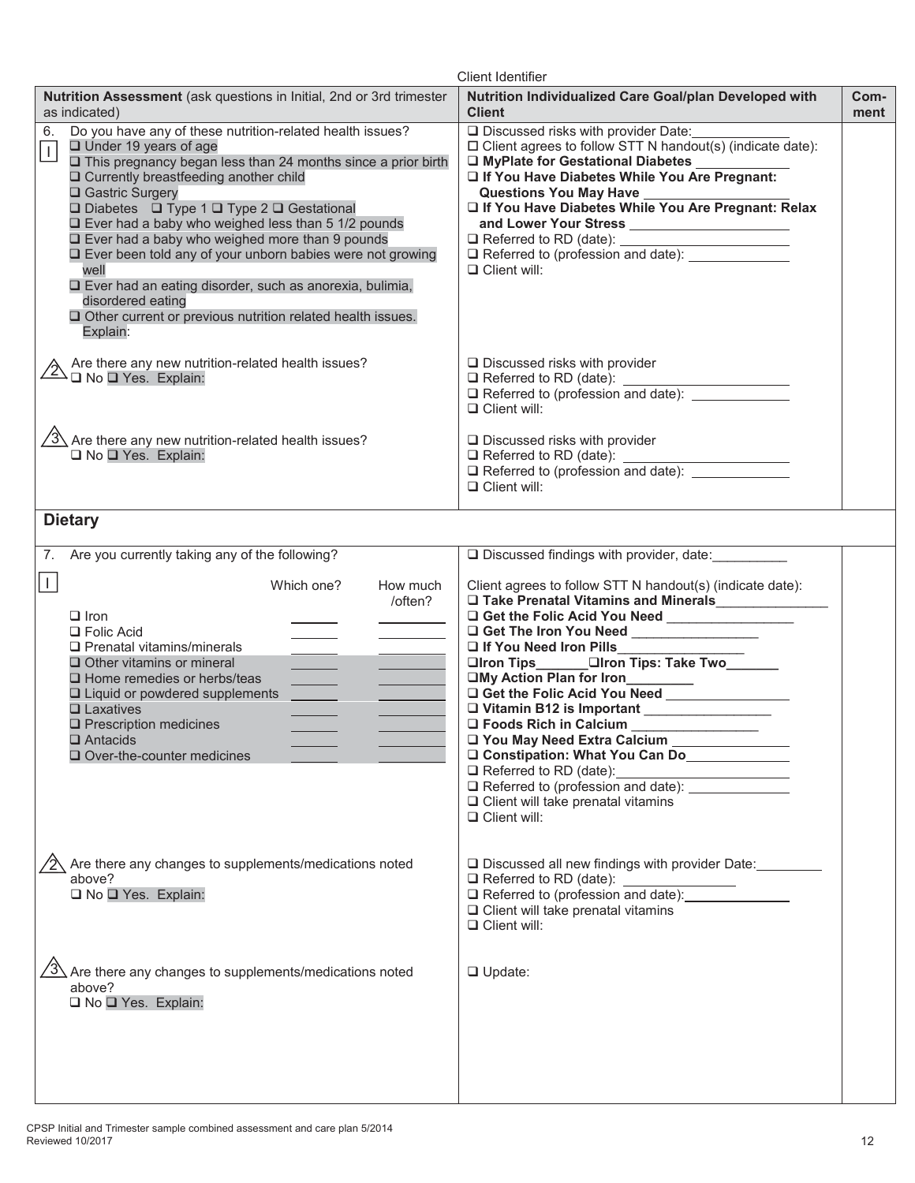Client Identifier

| Nutrition Assessment (ask questions in Initial, 2nd or 3rd trimester as indicated) | Nutrition Individualized Care Goal/plan Developed with Client | Comment |
|---|---|---|
| 6. Do you have any of these nutrition-related health issues?<br>I<br>❑ Under 19 years of age<br>❑ This pregnancy began less than 24 months since a prior birth<br>❑ Currently breastfeeding another child<br>❑ Gastric Surgery<br>❑ Diabetes ❑ Type 1 ❑ Type 2 ❑ Gestational<br>❑ Ever had a baby who weighed less than 5 1/2 pounds<br>❑ Ever had a baby who weighed more than 9 pounds<br>❑ Ever been told any of your unborn babies were not growing well<br>❑ Ever had an eating disorder, such as anorexia, bulimia, disordered eating<br>❑ Other current or previous nutrition related health issues. Explain: | ❑ Discussed risks with provider Date:\_\_\_\_\_\_<br>❑ Client agrees to follow STT N handout(s) (indicate date):<br>❑ **MyPlate for Gestational Diabetes** \_\_\_\_\_\_<br>❑ **If You Have Diabetes While You Are Pregnant: Questions You May Have** \_\_\_\_\_\_<br>❑ **If You Have Diabetes While You Are Pregnant: Relax and Lower Your Stress** \_\_\_\_\_\_<br>❑ Referred to RD (date): \_\_\_\_\_\_<br>❑ Referred to (profession and date): \_\_\_\_\_\_<br>❑ Client will: | |
| 2 Are there any new nutrition-related health issues?<br>❑ No ❑ Yes. Explain: | ❑ Discussed risks with provider<br>❑ Referred to RD (date): \_\_\_\_\_\_<br>❑ Referred to (profession and date): \_\_\_\_\_\_<br>❑ Client will: | |
| 3 Are there any new nutrition-related health issues?<br>❑ No ❑ Yes. Explain: | ❑ Discussed risks with provider<br>❑ Referred to RD (date): \_\_\_\_\_\_<br>❑ Referred to (profession and date): \_\_\_\_\_\_<br>❑ Client will: | |

## Dietary

| | | |
|---|---|---|
| 7. Are you currently taking any of the following?<br>I<br>(Which one? / How much /often?)<br>❑ Iron \_\_\_\_ \_\_\_\_<br>❑ Folic Acid \_\_\_\_ \_\_\_\_<br>❑ Prenatal vitamins/minerals \_\_\_\_ \_\_\_\_<br>❑ Other vitamins or mineral \_\_\_\_ \_\_\_\_<br>❑ Home remedies or herbs/teas \_\_\_\_ \_\_\_\_<br>❑ Liquid or powdered supplements \_\_\_\_ \_\_\_\_<br>❑ Laxatives \_\_\_\_ \_\_\_\_<br>❑ Prescription medicines \_\_\_\_ \_\_\_\_<br>❑ Antacids \_\_\_\_ \_\_\_\_<br>❑ Over-the-counter medicines \_\_\_\_ \_\_\_\_ | ❑ Discussed findings with provider, date:\_\_\_\_\_\_<br>Client agrees to follow STT N handout(s) (indicate date):<br>❑ **Take Prenatal Vitamins and Minerals**\_\_\_\_\_\_<br>❑ **Get the Folic Acid You Need** \_\_\_\_\_\_<br>❑ **Get The Iron You Need** \_\_\_\_\_\_<br>❑ **If You Need Iron Pills**\_\_\_\_\_\_<br>❑**Iron Tips**\_\_\_\_\_\_❑**Iron Tips: Take Two**\_\_\_\_\_\_<br>❑**My Action Plan for Iron**\_\_\_\_\_\_<br>❑ **Get the Folic Acid You Need** \_\_\_\_\_\_<br>❑ **Vitamin B12 is Important** \_\_\_\_\_\_<br>❑ **Foods Rich in Calcium** \_\_\_\_\_\_<br>❑ **You May Need Extra Calcium** \_\_\_\_\_\_<br>❑ **Constipation: What You Can Do**\_\_\_\_\_\_<br>❑ Referred to RD (date):\_\_\_\_\_\_<br>❑ Referred to (profession and date): \_\_\_\_\_\_<br>❑ Client will take prenatal vitamins<br>❑ Client will: | |
| 2 Are there any changes to supplements/medications noted above?<br>❑ No ❑ Yes. Explain: | ❑ Discussed all new findings with provider Date:\_\_\_\_\_\_<br>❑ Referred to RD (date): \_\_\_\_\_\_<br>❑ Referred to (profession and date):\_\_\_\_\_\_<br>❑ Client will take prenatal vitamins<br>❑ Client will: | |
| 3 Are there any changes to supplements/medications noted above?<br>❑ No ❑ Yes. Explain: | ❑ Update: | |

CPSP Initial and Trimester sample combined assessment and care plan 5/2014
Reviewed 10/2017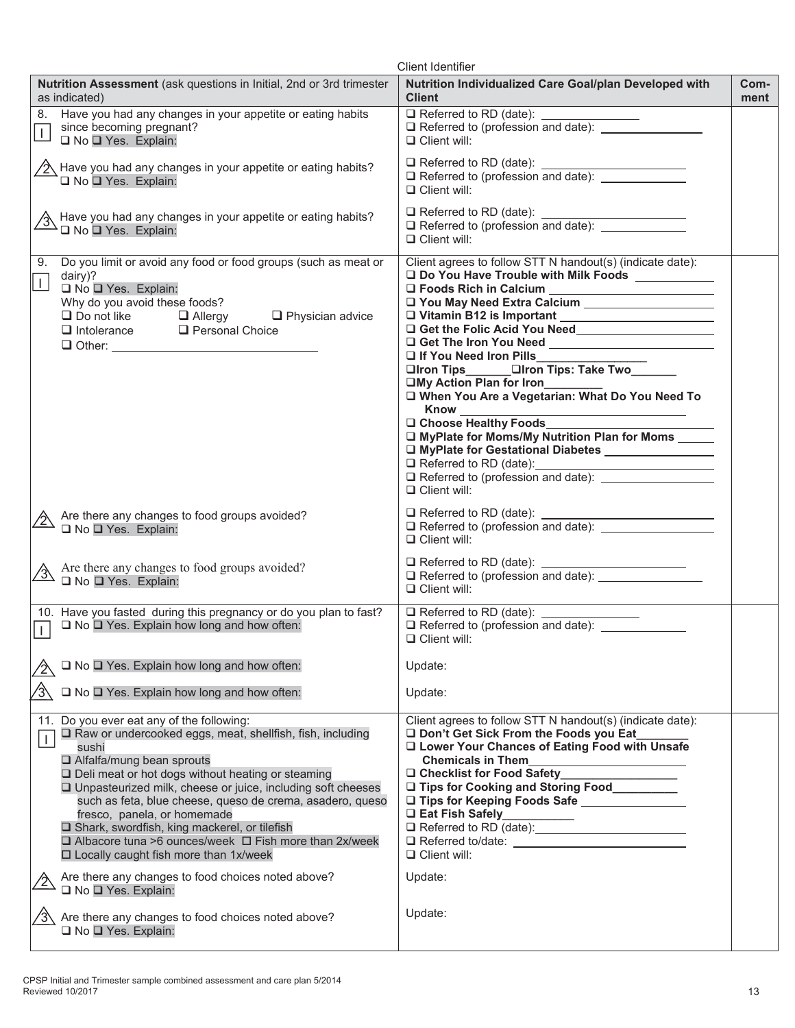Client Identifier

| Nutrition Assessment (ask questions in Initial, 2nd or 3rd trimester as indicated) | Nutrition Individualized Care Goal/plan Developed with Client | Comment |
|---|---|---|
| 8. Have you had any changes in your appetite or eating habits since becoming pregnant?<br>I<br>❑ No ❑ Yes. Explain: | ❑ Referred to RD (date): ______________<br>❑ Referred to (profession and date): ______________<br>❑ Client will: | |
| 2 Have you had any changes in your appetite or eating habits?<br>❑ No ❑ Yes. Explain: | ❑ Referred to RD (date): ______________<br>❑ Referred to (profession and date): ______________<br>❑ Client will: | |
| 3 Have you had any changes in your appetite or eating habits?<br>❑ No ❑ Yes. Explain: | ❑ Referred to RD (date): ______________<br>❑ Referred to (profession and date): ______________<br>❑ Client will: | |
| 9. Do you limit or avoid any food or food groups (such as meat or dairy)?<br>I<br>❑ No ❑ Yes. Explain:<br>Why do you avoid these foods?<br>❑ Do not like ❑ Allergy ❑ Physician advice<br>❑ Intolerance ❑ Personal Choice<br>❑ Other: ______________ | Client agrees to follow STT N handout(s) (indicate date):<br>❑ **Do You Have Trouble with Milk Foods** ______<br>❑ **Foods Rich in Calcium** ______<br>❑ **You May Need Extra Calcium** ______<br>❑ **Vitamin B12 is Important** ______<br>❑ **Get the Folic Acid You Need** ______<br>❑ **Get The Iron You Need** ______<br>❑ **If You Need Iron Pills** ______<br>❑**Iron Tips** ______ ❑**Iron Tips: Take Two** ______<br>❑**My Action Plan for Iron** ______<br>❑ **When You Are a Vegetarian: What Do You Need To Know** ______<br>❑ **Choose Healthy Foods** ______<br>❑ **MyPlate for Moms/My Nutrition Plan for Moms** ______<br>❑ **MyPlate for Gestational Diabetes** ______<br>❑ Referred to RD (date): ______<br>❑ Referred to (profession and date): ______<br>❑ Client will: | |
| 2 Are there any changes to food groups avoided?<br>❑ No ❑ Yes. Explain: | ❑ Referred to RD (date): ______________<br>❑ Referred to (profession and date): ______________<br>❑ Client will: | |
| 3 Are there any changes to food groups avoided?<br>❑ No ❑ Yes. Explain: | ❑ Referred to RD (date): ______________<br>❑ Referred to (profession and date): ______________<br>❑ Client will: | |
| 10. Have you fasted during this pregnancy or do you plan to fast?<br>I<br>❑ No ❑ Yes. Explain how long and how often: | ❑ Referred to RD (date): ______________<br>❑ Referred to (profession and date): ______________<br>❑ Client will: | |
| 2 ❑ No ❑ Yes. Explain how long and how often: | Update: | |
| 3 ❑ No ❑ Yes. Explain how long and how often: | Update: | |
| 11. Do you ever eat any of the following:<br>I<br>❑ Raw or undercooked eggs, meat, shellfish, fish, including sushi<br>❑ Alfalfa/mung bean sprouts<br>❑ Deli meat or hot dogs without heating or steaming<br>❑ Unpasteurized milk, cheese or juice, including soft cheeses such as feta, blue cheese, queso de crema, asadero, queso fresco, panela, or homemade<br>❑ Shark, swordfish, king mackerel, or tilefish<br>❑ Albacore tuna >6 ounces/week ❑ Fish more than 2x/week<br>❑ Locally caught fish more than 1x/week | Client agrees to follow STT N handout(s) (indicate date):<br>❑ **Don't Get Sick From the Foods you Eat** ______<br>❑ **Lower Your Chances of Eating Food with Unsafe Chemicals in Them** ______<br>❑ **Checklist for Food Safety** ______<br>❑ **Tips for Cooking and Storing Food** ______<br>❑ **Tips for Keeping Foods Safe** ______<br>❑ **Eat Fish Safely** ______<br>❑ Referred to RD (date): ______<br>❑ Referred to/date: ______<br>❑ Client will: | |
| 2 Are there any changes to food choices noted above?<br>❑ No ❑ Yes. Explain: | Update: | |
| 3 Are there any changes to food choices noted above?<br>❑ No ❑ Yes. Explain: | Update: | |

CPSP Initial and Trimester sample combined assessment and care plan 5/2014
Reviewed 10/2017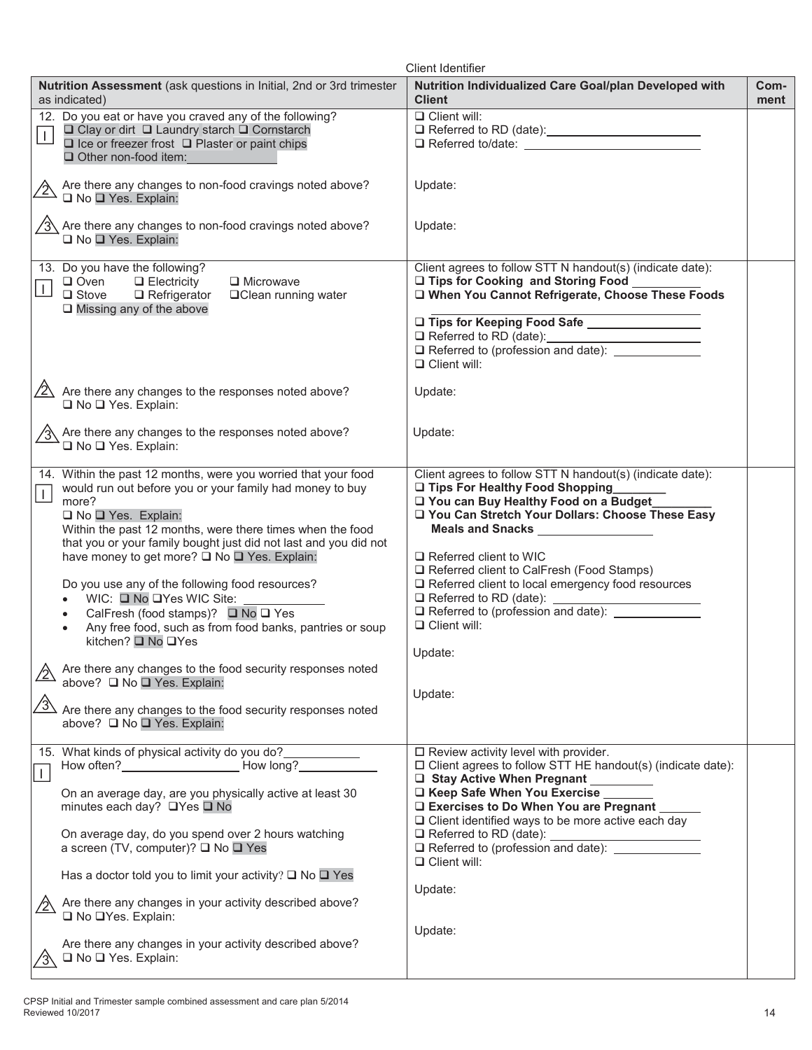Client Identifier

| Nutrition Assessment (ask questions in Initial, 2nd or 3rd trimester as indicated) | Nutrition Individualized Care Goal/plan Developed with Client | Comment |
|---|---|---|
| 12. Do you eat or have you craved any of the following?<br>I ❑ Clay or dirt ❑ Laundry starch ❑ Cornstarch<br>❑ Ice or freezer frost ❑ Plaster or paint chips<br>❑ Other non-food item: ________ | ❑ Client will:<br>❑ Referred to RD (date): ________<br>❑ Referred to/date: ________ | |
| 2 Are there any changes to non-food cravings noted above?<br>❑ No ❑ Yes. Explain: | Update: | |
| 3 Are there any changes to non-food cravings noted above?<br>❑ No ❑ Yes. Explain: | Update: | |
| 13. Do you have the following?<br>I ❑ Oven ❑ Electricity ❑ Microwave<br>❑ Stove ❑ Refrigerator ❑ Clean running water<br>❑ Missing any of the above | Client agrees to follow STT N handout(s) (indicate date):<br>❑ **Tips for Cooking and Storing Food** ________<br>❑ **When You Cannot Refrigerate, Choose These Foods** ________<br>❑ **Tips for Keeping Food Safe** ________<br>❑ Referred to RD (date): ________<br>❑ Referred to (profession and date): ________<br>❑ Client will: | |
| 2 Are there any changes to the responses noted above?<br>❑ No ❑ Yes. Explain: | Update: | |
| 3 Are there any changes to the responses noted above?<br>❑ No ❑ Yes. Explain: | Update: | |
| 14. Within the past 12 months, were you worried that your food would run out before you or your family had money to buy more?<br>I ❑ No ❑ Yes. Explain:<br>Within the past 12 months, were there times when the food that you or your family bought just did not last and you did not have money to get more? ❑ No ❑ Yes. Explain:<br><br>Do you use any of the following food resources?<br>• WIC: ❑ No ❑ Yes WIC Site: ________<br>• CalFresh (food stamps)? ❑ No ❑ Yes<br>• Any free food, such as from food banks, pantries or soup kitchen? ❑ No ❑ Yes | Client agrees to follow STT N handout(s) (indicate date):<br>❑ **Tips For Healthy Food Shopping** ________<br>❑ **You can Buy Healthy Food on a Budget** ________<br>❑ **You Can Stretch Your Dollars: Choose These Easy Meals and Snacks** ________<br><br>❑ Referred client to WIC<br>❑ Referred client to CalFresh (Food Stamps)<br>❑ Referred client to local emergency food resources<br>❑ Referred to RD (date): ________<br>❑ Referred to (profession and date): ________<br>❑ Client will: | |
| 2 Are there any changes to the food security responses noted above? ❑ No ❑ Yes. Explain: | Update: | |
| 3 Are there any changes to the food security responses noted above? ❑ No ❑ Yes. Explain: | Update: | |
| 15. What kinds of physical activity do you do? ________<br>I How often? ________ How long? ________<br><br>On an average day, are you physically active at least 30 minutes each day? ❑ Yes ❑ No<br><br>On average day, do you spend over 2 hours watching a screen (TV, computer)? ❑ No ❑ Yes<br><br>Has a doctor told you to limit your activity? ❑ No ❑ Yes | ❑ Review activity level with provider.<br>❑ Client agrees to follow STT HE handout(s) (indicate date):<br>❑ **Stay Active When Pregnant** ________<br>❑ **Keep Safe When You Exercise** ________<br>❑ **Exercises to Do When You are Pregnant** ________<br>❑ Client identified ways to be more active each day<br>❑ Referred to RD (date): ________<br>❑ Referred to (profession and date): ________<br>❑ Client will: | |
| 2 Are there any changes in your activity described above?<br>❑ No ❑ Yes. Explain: | Update: | |
| 3 Are there any changes in your activity described above?<br>❑ No ❑ Yes. Explain: | Update: | |

CPSP Initial and Trimester sample combined assessment and care plan 5/2014
Reviewed 10/2017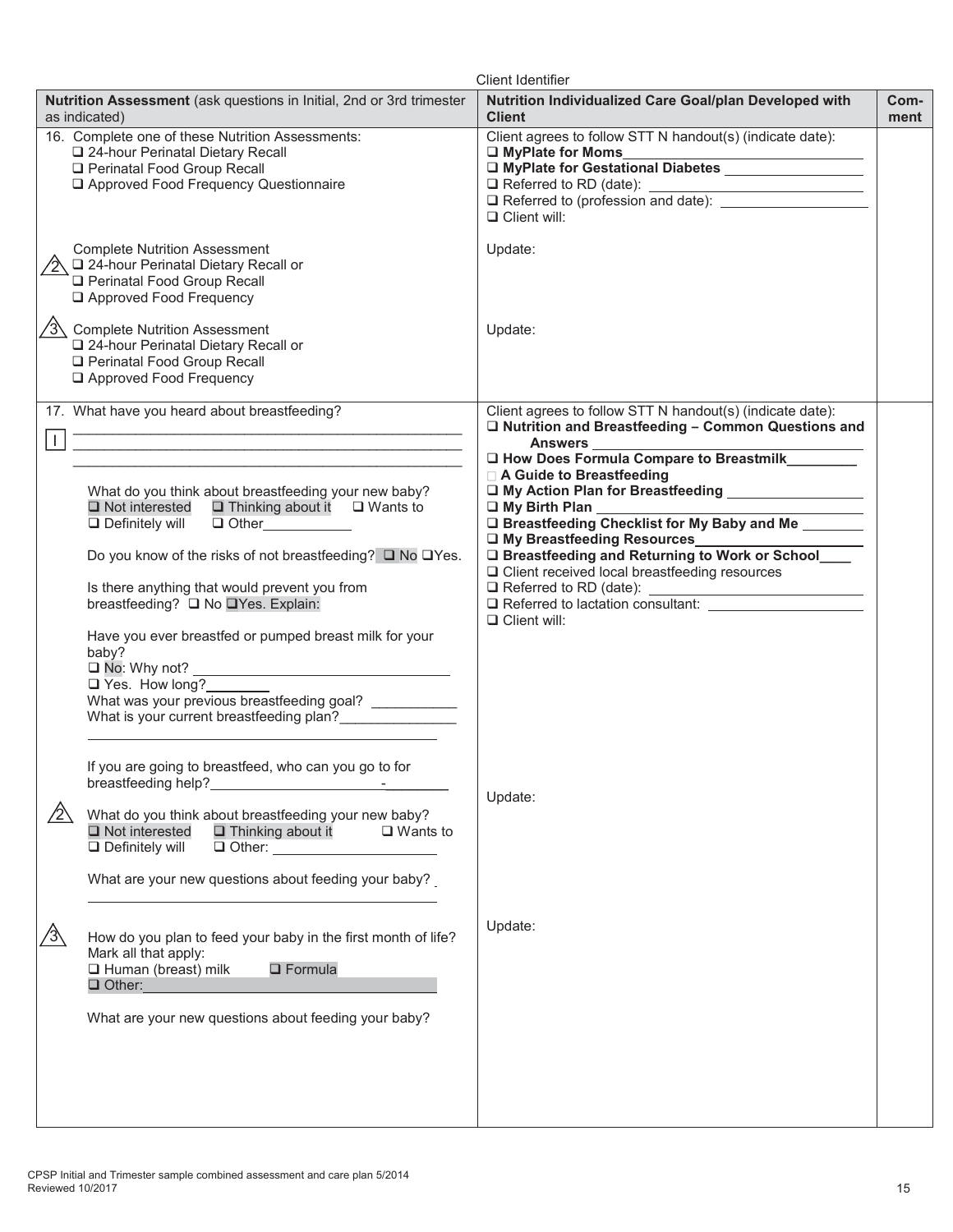Client Identifier

| Nutrition Assessment (ask questions in Initial, 2nd or 3rd trimester as indicated) | Nutrition Individualized Care Goal/plan Developed with Client | Comment |
|---|---|---|
| 16. Complete one of these Nutrition Assessments:<br>❑ 24-hour Perinatal Dietary Recall<br>❑ Perinatal Food Group Recall<br>❑ Approved Food Frequency Questionnaire | Client agrees to follow STT N handout(s) (indicate date):<br>❑ **MyPlate for Moms** ____________<br>❑ **MyPlate for Gestational Diabetes** ____________<br>❑ Referred to RD (date): ____________<br>❑ Referred to (profession and date): ____________<br>❑ Client will: | |
| 2 Complete Nutrition Assessment<br>❑ 24-hour Perinatal Dietary Recall or<br>❑ Perinatal Food Group Recall<br>❑ Approved Food Frequency | Update: | |
| 3 Complete Nutrition Assessment<br>❑ 24-hour Perinatal Dietary Recall or<br>❑ Perinatal Food Group Recall<br>❑ Approved Food Frequency | Update: | |
| 17. What have you heard about breastfeeding?<br>I ____________<br>____________<br>____________<br><br>What do you think about breastfeeding your new baby?<br>❑ Not interested ❑ Thinking about it ❑ Wants to<br>❑ Definitely will ❑ Other____________<br><br>Do you know of the risks of not breastfeeding? ❑ No ❑Yes.<br><br>Is there anything that would prevent you from breastfeeding? ❑ No ❑Yes. Explain:<br><br>Have you ever breastfed or pumped breast milk for your baby?<br>❑ No: Why not? ____________<br>❑ Yes. How long?________<br>What was your previous breastfeeding goal? ____________<br>What is your current breastfeeding plan?____________<br>____________<br><br>If you are going to breastfeed, who can you go to for breastfeeding help?____________ | Client agrees to follow STT N handout(s) (indicate date):<br>❑ **Nutrition and Breastfeeding – Common Questions and Answers** ____________<br>❑ **How Does Formula Compare to Breastmilk**________<br>❑ **A Guide to Breastfeeding**<br>❑ **My Action Plan for Breastfeeding** ____________<br>❑ **My Birth Plan** ____________<br>❑ **Breastfeeding Checklist for My Baby and Me** ________<br>❑ **My Breastfeeding Resources**____________<br>❑ **Breastfeeding and Returning to Work or School**____<br>❑ Client received local breastfeeding resources<br>❑ Referred to RD (date): ____________<br>❑ Referred to lactation consultant: ____________<br>❑ Client will: | |
| 2 What do you think about breastfeeding your new baby?<br>❑ Not interested ❑ Thinking about it ❑ Wants to<br>❑ Definitely will ❑ Other: ____________<br><br>What are your new questions about feeding your baby? ____________ | Update: | |
| 3 How do you plan to feed your baby in the first month of life? Mark all that apply:<br>❑ Human (breast) milk ❑ Formula<br>❑ Other:____________<br><br>What are your new questions about feeding your baby? | Update: | |

CPSP Initial and Trimester sample combined assessment and care plan 5/2014
Reviewed 10/2017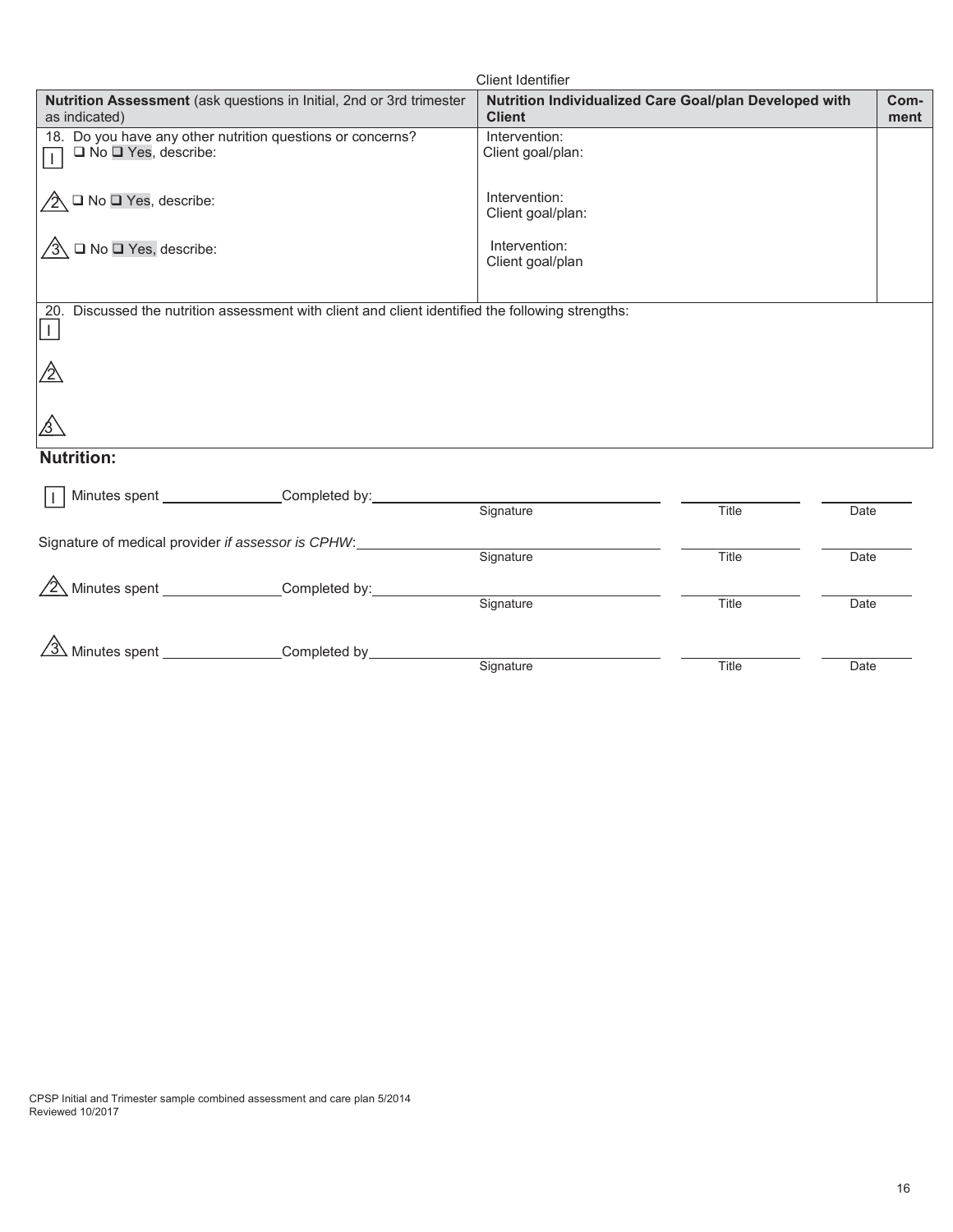Client Identifier

| **Nutrition Assessment** (ask questions in Initial, 2nd or 3rd trimester as indicated) | **Nutrition Individualized Care Goal/plan Developed with Client** | **Com-ment** |
|---|---|---|
| 18. Do you have any other nutrition questions or concerns?<br>I ☐ No ☐ Yes, describe: | Intervention:<br>Client goal/plan: | |
| 2 ☐ No ☐ Yes, describe: | Intervention:<br>Client goal/plan: | |
| 3 ☐ No ☐ Yes, describe: | Intervention:<br>Client goal/plan | |

20. Discussed the nutrition assessment with client and client identified the following strengths:

I

2

3

## Nutrition:

I Minutes spent ______________ Completed by: ______________________________ ______________ ______________
Signature Title Date

Signature of medical provider *if assessor is CPHW*: ______________________________ ______________ ______________
Signature Title Date

2 Minutes spent ______________ Completed by: ______________________________ ______________ ______________
Signature Title Date

3 Minutes spent ______________ Completed by ______________________________ ______________ ______________
Signature Title Date

CPSP Initial and Trimester sample combined assessment and care plan 5/2014
Reviewed 10/2017